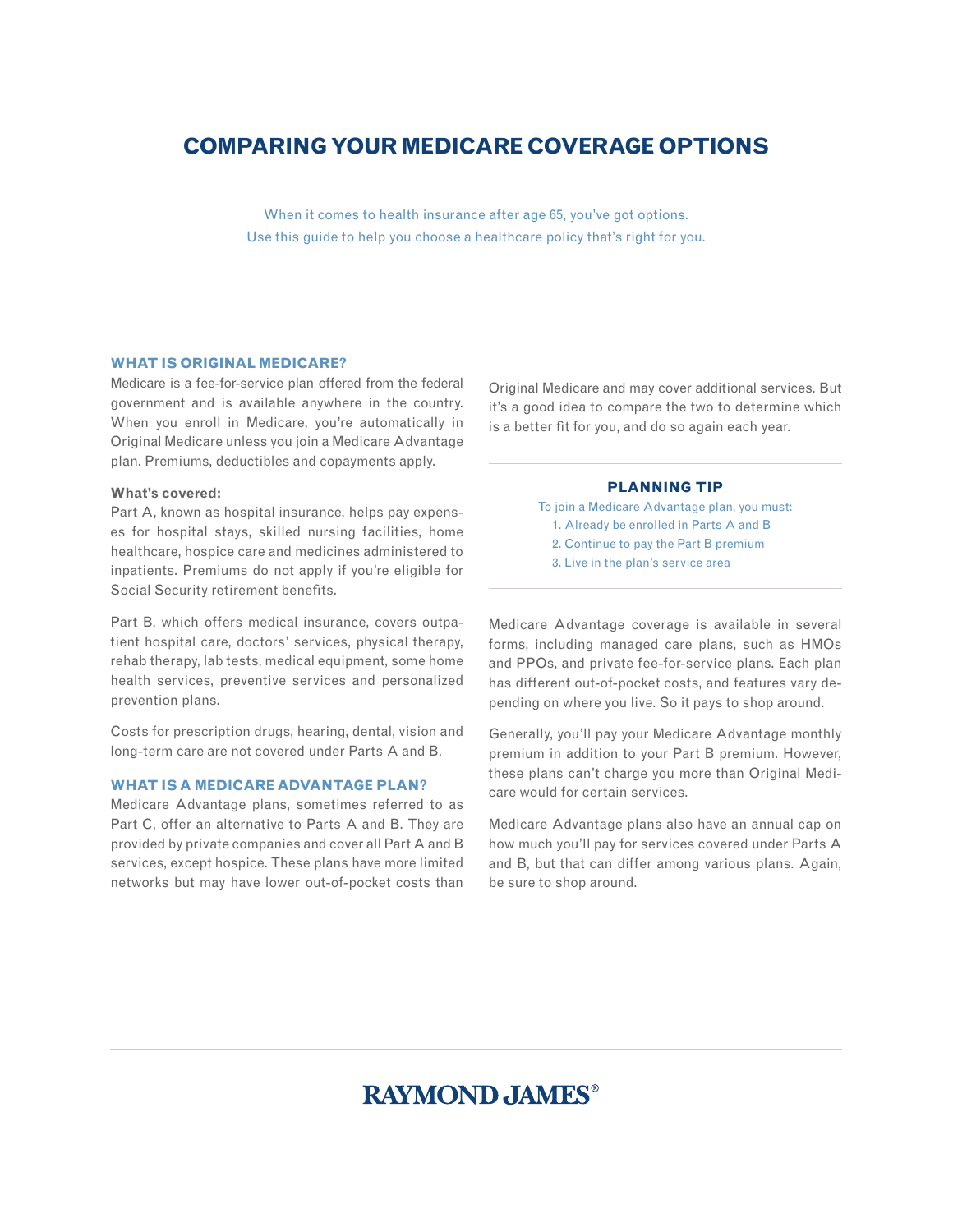# COMPARING YOUR MEDICARE COVERAGE OPTIONS

When it comes to health insurance after age 65, you've got options.
Use this guide to help you choose a healthcare policy that's right for you.

## WHAT IS ORIGINAL MEDICARE?

Medicare is a fee-for-service plan offered from the federal government and is available anywhere in the country. When you enroll in Medicare, you're automatically in Original Medicare unless you join a Medicare Advantage plan. Premiums, deductibles and copayments apply.

**What's covered:**

Part A, known as hospital insurance, helps pay expenses for hospital stays, skilled nursing facilities, home healthcare, hospice care and medicines administered to inpatients. Premiums do not apply if you're eligible for Social Security retirement benefits.

Part B, which offers medical insurance, covers outpatient hospital care, doctors' services, physical therapy, rehab therapy, lab tests, medical equipment, some home health services, preventive services and personalized prevention plans.

Costs for prescription drugs, hearing, dental, vision and long-term care are not covered under Parts A and B.

## WHAT IS A MEDICARE ADVANTAGE PLAN?

Medicare Advantage plans, sometimes referred to as Part C, offer an alternative to Parts A and B. They are provided by private companies and cover all Part A and B services, except hospice. These plans have more limited networks but may have lower out-of-pocket costs than Original Medicare and may cover additional services. But it's a good idea to compare the two to determine which is a better fit for you, and do so again each year.

### PLANNING TIP

To join a Medicare Advantage plan, you must:

1. Already be enrolled in Parts A and B
2. Continue to pay the Part B premium
3. Live in the plan's service area

Medicare Advantage coverage is available in several forms, including managed care plans, such as HMOs and PPOs, and private fee-for-service plans. Each plan has different out-of-pocket costs, and features vary depending on where you live. So it pays to shop around.

Generally, you'll pay your Medicare Advantage monthly premium in addition to your Part B premium. However, these plans can't charge you more than Original Medicare would for certain services.

Medicare Advantage plans also have an annual cap on how much you'll pay for services covered under Parts A and B, but that can differ among various plans. Again, be sure to shop around.

RAYMOND JAMES®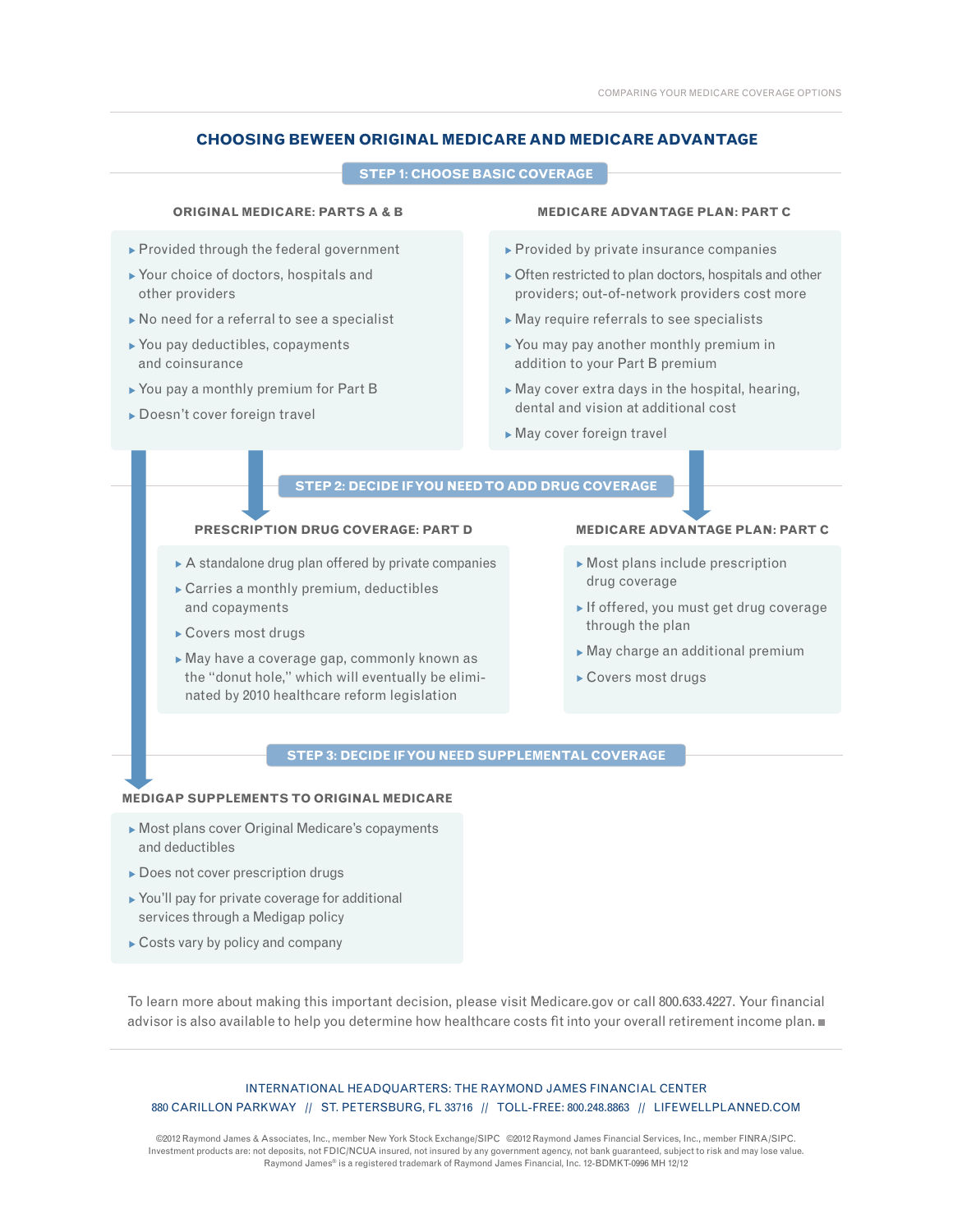## CHOOSING BEWEEN ORIGINAL MEDICARE AND MEDICARE ADVANTAGE

### STEP 1: CHOOSE BASIC COVERAGE

#### ORIGINAL MEDICARE: PARTS A & B

- Provided through the federal government
- Your choice of doctors, hospitals and other providers
- No need for a referral to see a specialist
- You pay deductibles, copayments and coinsurance
- You pay a monthly premium for Part B
- Doesn't cover foreign travel

#### MEDICARE ADVANTAGE PLAN: PART C

- Provided by private insurance companies
- Often restricted to plan doctors, hospitals and other providers; out-of-network providers cost more
- May require referrals to see specialists
- You may pay another monthly premium in addition to your Part B premium
- May cover extra days in the hospital, hearing, dental and vision at additional cost
- May cover foreign travel

### STEP 2: DECIDE IF YOU NEED TO ADD DRUG COVERAGE

#### PRESCRIPTION DRUG COVERAGE: PART D

- A standalone drug plan offered by private companies
- Carries a monthly premium, deductibles and copayments
- Covers most drugs
- May have a coverage gap, commonly known as the "donut hole," which will eventually be eliminated by 2010 healthcare reform legislation

#### MEDICARE ADVANTAGE PLAN: PART C

- Most plans include prescription drug coverage
- If offered, you must get drug coverage through the plan
- May charge an additional premium
- Covers most drugs

### STEP 3: DECIDE IF YOU NEED SUPPLEMENTAL COVERAGE

#### MEDIGAP SUPPLEMENTS TO ORIGINAL MEDICARE

- Most plans cover Original Medicare's copayments and deductibles
- Does not cover prescription drugs
- You'll pay for private coverage for additional services through a Medigap policy
- Costs vary by policy and company

To learn more about making this important decision, please visit Medicare.gov or call 800.633.4227. Your financial advisor is also available to help you determine how healthcare costs fit into your overall retirement income plan. ■

INTERNATIONAL HEADQUARTERS: THE RAYMOND JAMES FINANCIAL CENTER
880 CARILLON PARKWAY // ST. PETERSBURG, FL 33716 // TOLL-FREE: 800.248.8863 // LIFEWELLPLANNED.COM

©2012 Raymond James & Associates, Inc., member New York Stock Exchange/SIPC ©2012 Raymond James Financial Services, Inc., member FINRA/SIPC.
Investment products are: not deposits, not FDIC/NCUA insured, not insured by any government agency, not bank guaranteed, subject to risk and may lose value.
Raymond James® is a registered trademark of Raymond James Financial, Inc. 12-BDMKT-0996 MH 12/12